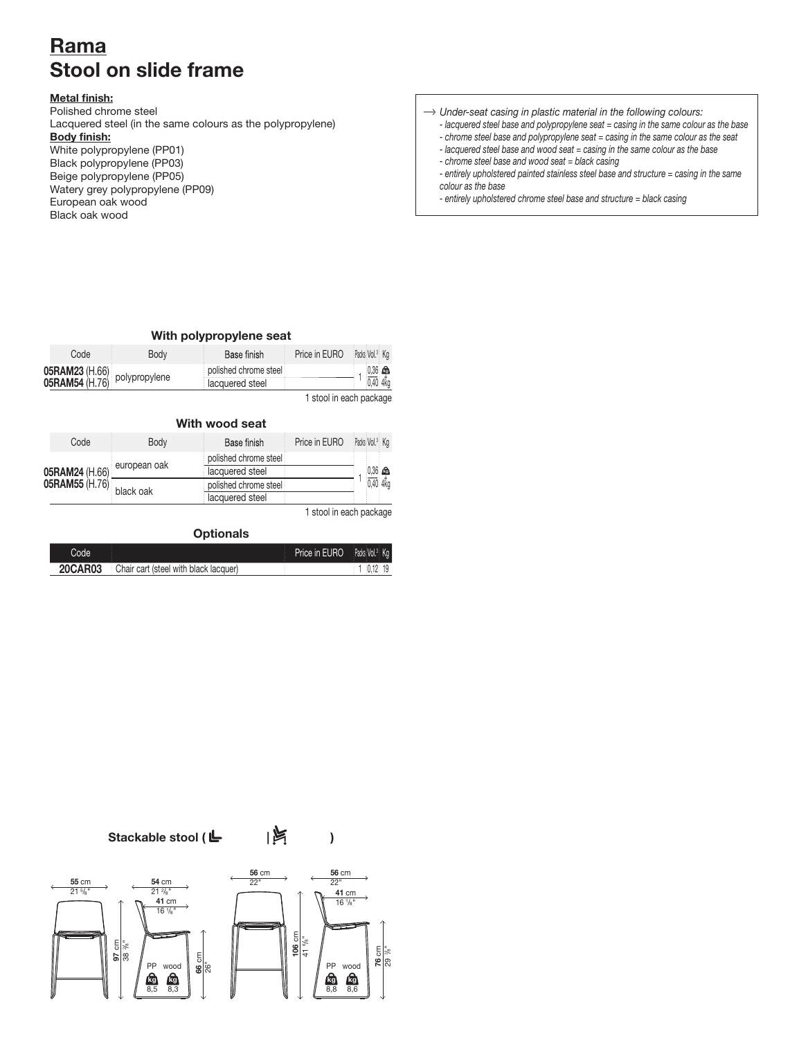# Rama
# Stool on slide frame

**Metal finish:**
Polished chrome steel
Lacquered steel (in the same colours as the polypropylene)

**Body finish:**
White polypropylene (PP01)
Black polypropylene (PP03)
Beige polypropylene (PP05)
Watery grey polypropylene (PP09)
European oak wood
Black oak wood

→ *Under-seat casing in plastic material in the following colours:*
- *lacquered steel base and polypropylene seat = casing in the same colour as the base*
- *chrome steel base and polypropylene seat = casing in the same colour as the seat*
- *lacquered steel base and wood seat = casing in the same colour as the base*
- *chrome steel base and wood seat = black casing*
- *entirely upholstered painted stainless steel base and structure = casing in the same colour as the base*
- *entirely upholstered chrome steel base and structure = black casing*

### With polypropylene seat

| Code | Body | Base finish | Price in EURO | Packs | Vol.³ | Kg |
|---|---|---|---|---|---|---|
| **05RAM23** (H.66) **05RAM54** (H.76) | polypropylene | polished chrome steel | | 1 | 0,36 / 0,40 | 4Kg |
| | | lacquered steel | | | | |

1 stool in each package

### With wood seat

| Code | Body | Base finish | Price in EURO | Packs | Vol.³ | Kg |
|---|---|---|---|---|---|---|
| **05RAM24** (H.66) **05RAM55** (H.76) | european oak | polished chrome steel | | 1 | 0,36 / 0,40 | 4Kg |
| | | lacquered steel | | | | |
| | black oak | polished chrome steel | | | | |
| | | lacquered steel | | | | |

1 stool in each package

### Optionals

| Code | | Price in EURO | Packs | Vol.³ | Kg |
|---|---|---|---|---|---|
| **20CAR03** | Chair cart (steel with black lacquer) | | 1 | 0,12 | 19 |

**Stackable stool ( | )**

55 cm 21 5/8" | 54 cm 21 3/8" | 41 cm 16 1/8" | 97 cm 38 3/8" | 66 cm 26" | PP kg 8,5 | wood kg 8,3

56 cm 22" | 56 cm 22" | 41 cm 16 1/8" | 106 cm 41 3/8" | 76 cm 29 7/8" | PP kg 8,8 | wood kg 8,6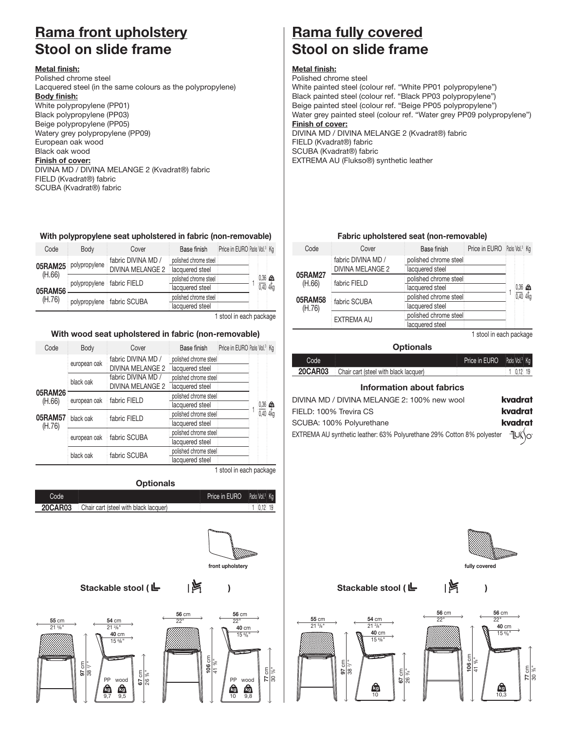# Rama front upholstery
# Stool on slide frame

**Metal finish:**
Polished chrome steel
Lacquered steel (in the same colours as the polypropylene)
**Body finish:**
White polypropylene (PP01)
Black polypropylene (PP03)
Beige polypropylene (PP05)
Watery grey polypropylene (PP09)
European oak wood
Black oak wood
**Finish of cover:**
DIVINA MD / DIVINA MELANGE 2 (Kvadrat®) fabric
FIELD (Kvadrat®) fabric
SCUBA (Kvadrat®) fabric

### With polypropylene seat upholstered in fabric (non-removable)

| Code | Body | Cover | Base finish | Price in EURO | Packs | Vol.³ | Kg |
|---|---|---|---|---|---|---|---|
| 05RAM25 (H.66) / 05RAM56 (H.76) | polypropylene | fabric DIVINA MD / DIVINA MELANGE 2 | polished chrome steel | | 1 | 0,36 / 0,40 | 4kg |
| | | | lacquered steel | | | | |
| | polypropylene | fabric FIELD | polished chrome steel | | | | |
| | | | lacquered steel | | | | |
| | polypropylene | fabric SCUBA | polished chrome steel | | | | |
| | | | lacquered steel | | | | |

1 stool in each package

### With wood seat upholstered in fabric (non-removable)

| Code | Body | Cover | Base finish | Price in EURO | Packs | Vol.³ | Kg |
|---|---|---|---|---|---|---|---|
| 05RAM26 (H.66) / 05RAM57 (H.76) | european oak | fabric DIVINA MD / DIVINA MELANGE 2 | polished chrome steel | | 1 | 0,36 / 0,40 | 4kg |
| | | | lacquered steel | | | | |
| | black oak | fabric DIVINA MD / DIVINA MELANGE 2 | polished chrome steel | | | | |
| | | | lacquered steel | | | | |
| | european oak | fabric FIELD | polished chrome steel | | | | |
| | | | lacquered steel | | | | |
| | black oak | fabric FIELD | polished chrome steel | | | | |
| | | | lacquered steel | | | | |
| | european oak | fabric SCUBA | polished chrome steel | | | | |
| | | | lacquered steel | | | | |
| | black oak | fabric SCUBA | polished chrome steel | | | | |
| | | | lacquered steel | | | | |

1 stool in each package

### Optionals

| Code | | Price in EURO | Packs | Vol.³ | Kg |
|---|---|---|---|---|---|
| 20CAR03 | Chair cart (steel with black lacquer) | | 1 | 0,12 | 19 |

front upholstery

Stackable stool ( )

55 cm 21 5/8"
54 cm 21 2/8"
40 cm 15 6/8"
97 cm 38 2/8"
67 cm 26 3/8"
PP wood
9,7 9,5
56 cm 22"
106 cm 41 6/8"
56 cm 22"
40 cm 15 6/8"
77 cm 30 3/8"
PP wood
10 9,8

# Rama fully covered
# Stool on slide frame

**Metal finish:**
Polished chrome steel
White painted steel (colour ref. "White PP01 polypropylene")
Black painted steel (colour ref. "Black PP03 polypropylene")
Beige painted steel (colour ref. "Beige PP05 polypropylene")
Water grey painted steel (colour ref. "Water grey PP09 polypropylene")
**Finish of cover:**
DIVINA MD / DIVINA MELANGE 2 (Kvadrat®) fabric
FIELD (Kvadrat®) fabric
SCUBA (Kvadrat®) fabric
EXTREMA AU (Flukso®) synthetic leather

### Fabric upholstered seat (non-removable)

| Code | Cover | Base finish | Price in EURO | Packs | Vol.³ | Kg |
|---|---|---|---|---|---|---|
| 05RAM27 (H.66) / 05RAM58 (H.76) | fabric DIVINA MD / DIVINA MELANGE 2 | polished chrome steel | | 1 | 0,36 / 0,40 | 4kg |
| | | lacquered steel | | | | |
| | fabric FIELD | polished chrome steel | | | | |
| | | lacquered steel | | | | |
| | fabric SCUBA | polished chrome steel | | | | |
| | | lacquered steel | | | | |
| | EXTREMA AU | polished chrome steel | | | | |
| | | lacquered steel | | | | |

1 stool in each package

### Optionals

| Code | | Price in EURO | Packs | Vol.³ | Kg |
|---|---|---|---|---|---|
| 20CAR03 | Chair cart (steel with black lacquer) | | 1 | 0,12 | 19 |

### Information about fabrics

DIVINA MD / DIVINA MELANGE 2: 100% new wool — kvadrat
FIELD: 100% Trevira CS — kvadrat
SCUBA: 100% Polyurethane — kvadrat
EXTREMA AU synthetic leather: 63% Polyurethane 29% Cotton 8% polyester — flukso

fully covered

Stackable stool ( )

55 cm 21 5/8"
54 cm 21 2/8"
40 cm 15 6/8"
97 cm 38 2/8"
67 cm 26 3/8"
10
56 cm 22"
106 cm 41 6/8"
56 cm 22"
40 cm 15 6/8"
77 cm 30 3/8"
10,3